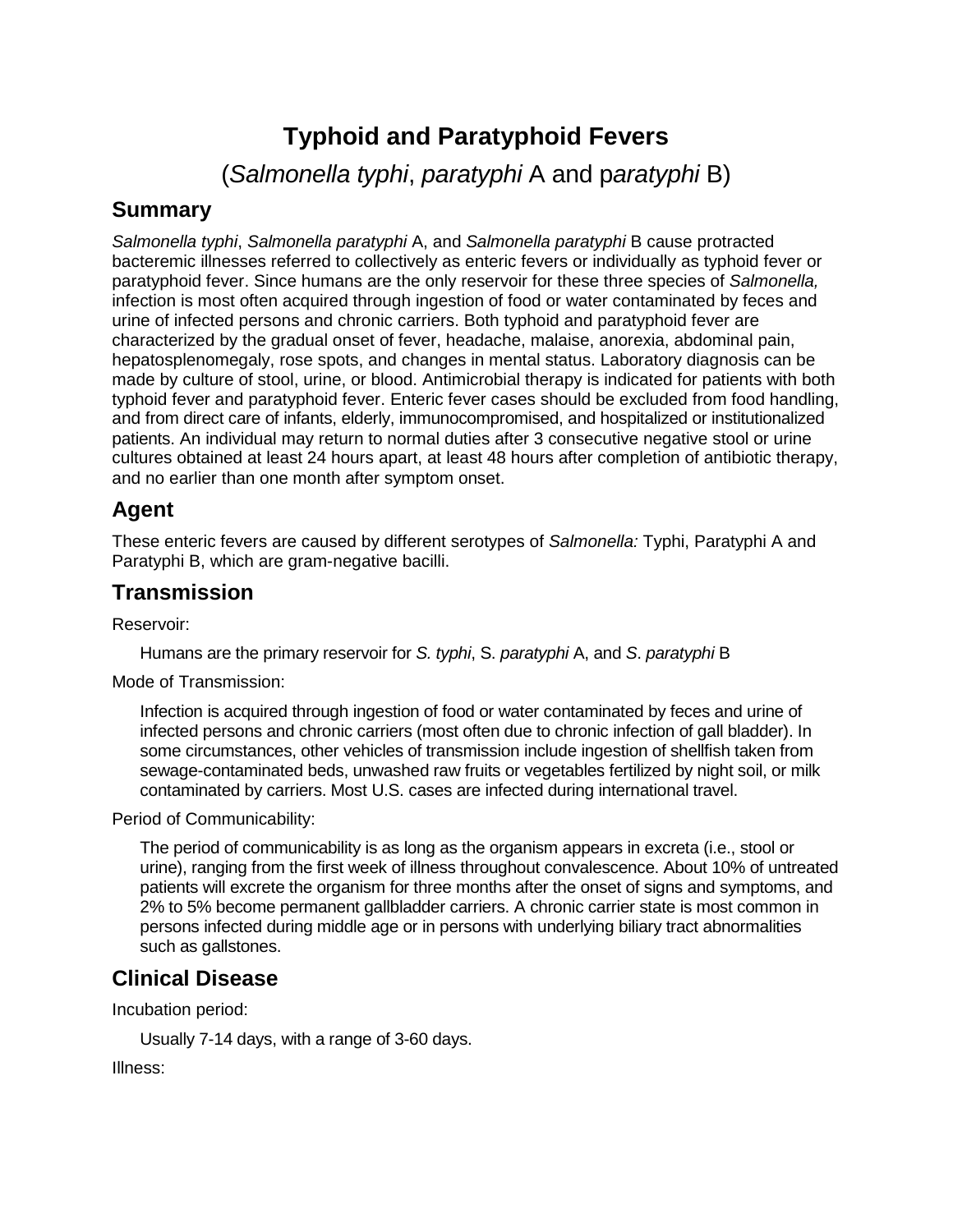# Typhoid and Paratyphoid Fevers

(*Salmonella typhi*, *paratyphi* A and p*aratyphi* B)

## Summary

*Salmonella typhi*, *Salmonella paratyphi* A, and *Salmonella paratyphi* B cause protracted bacteremic illnesses referred to collectively as enteric fevers or individually as typhoid fever or paratyphoid fever. Since humans are the only reservoir for these three species of *Salmonella,* infection is most often acquired through ingestion of food or water contaminated by feces and urine of infected persons and chronic carriers. Both typhoid and paratyphoid fever are characterized by the gradual onset of fever, headache, malaise, anorexia, abdominal pain, hepatosplenomegaly, rose spots, and changes in mental status. Laboratory diagnosis can be made by culture of stool, urine, or blood. Antimicrobial therapy is indicated for patients with both typhoid fever and paratyphoid fever. Enteric fever cases should be excluded from food handling, and from direct care of infants, elderly, immunocompromised, and hospitalized or institutionalized patients. An individual may return to normal duties after 3 consecutive negative stool or urine cultures obtained at least 24 hours apart, at least 48 hours after completion of antibiotic therapy, and no earlier than one month after symptom onset.

## Agent

These enteric fevers are caused by different serotypes of *Salmonella:* Typhi, Paratyphi A and Paratyphi B, which are gram-negative bacilli.

## Transmission

Reservoir:

Humans are the primary reservoir for *S. typhi*, S. *paratyphi* A, and *S*. *paratyphi* B

Mode of Transmission:

Infection is acquired through ingestion of food or water contaminated by feces and urine of infected persons and chronic carriers (most often due to chronic infection of gall bladder). In some circumstances, other vehicles of transmission include ingestion of shellfish taken from sewage-contaminated beds, unwashed raw fruits or vegetables fertilized by night soil, or milk contaminated by carriers. Most U.S. cases are infected during international travel.

Period of Communicability:

The period of communicability is as long as the organism appears in excreta (i.e., stool or urine), ranging from the first week of illness throughout convalescence. About 10% of untreated patients will excrete the organism for three months after the onset of signs and symptoms, and 2% to 5% become permanent gallbladder carriers. A chronic carrier state is most common in persons infected during middle age or in persons with underlying biliary tract abnormalities such as gallstones.

## Clinical Disease

Incubation period:

Usually 7-14 days, with a range of 3-60 days.

Illness: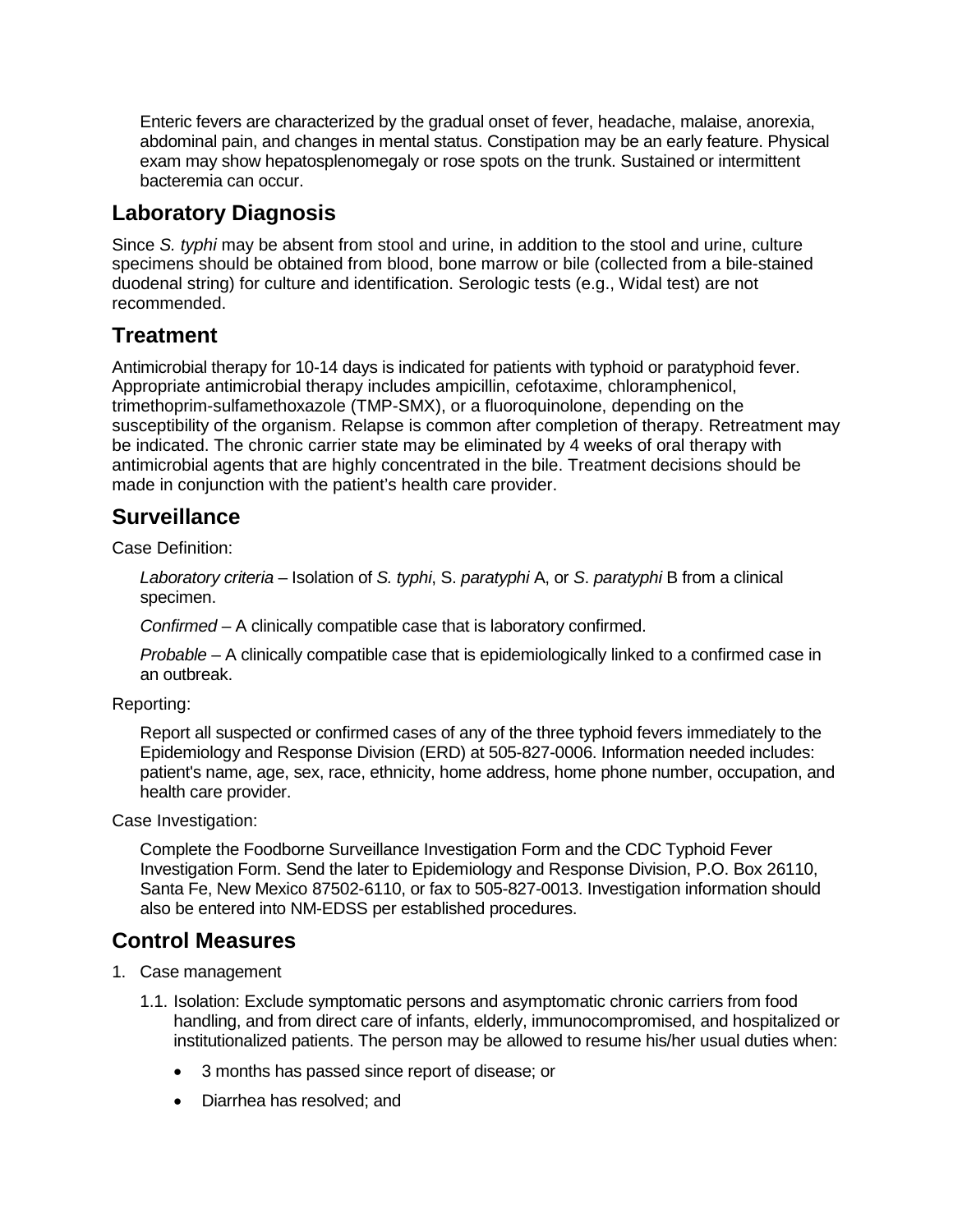Enteric fevers are characterized by the gradual onset of fever, headache, malaise, anorexia, abdominal pain, and changes in mental status. Constipation may be an early feature. Physical exam may show hepatosplenomegaly or rose spots on the trunk. Sustained or intermittent bacteremia can occur.

## Laboratory Diagnosis

Since *S. typhi* may be absent from stool and urine, in addition to the stool and urine, culture specimens should be obtained from blood, bone marrow or bile (collected from a bile-stained duodenal string) for culture and identification. Serologic tests (e.g., Widal test) are not recommended.

## Treatment

Antimicrobial therapy for 10-14 days is indicated for patients with typhoid or paratyphoid fever. Appropriate antimicrobial therapy includes ampicillin, cefotaxime, chloramphenicol, trimethoprim-sulfamethoxazole (TMP-SMX), or a fluoroquinolone, depending on the susceptibility of the organism. Relapse is common after completion of therapy. Retreatment may be indicated. The chronic carrier state may be eliminated by 4 weeks of oral therapy with antimicrobial agents that are highly concentrated in the bile. Treatment decisions should be made in conjunction with the patient's health care provider.

## Surveillance

Case Definition:

*Laboratory criteria* – Isolation of *S. typhi*, S. *paratyphi* A, or *S*. *paratyphi* B from a clinical specimen.

*Confirmed* – A clinically compatible case that is laboratory confirmed.

*Probable* – A clinically compatible case that is epidemiologically linked to a confirmed case in an outbreak.

Reporting:

Report all suspected or confirmed cases of any of the three typhoid fevers immediately to the Epidemiology and Response Division (ERD) at 505-827-0006. Information needed includes: patient's name, age, sex, race, ethnicity, home address, home phone number, occupation, and health care provider.

Case Investigation:

Complete the Foodborne Surveillance Investigation Form and the CDC Typhoid Fever Investigation Form. Send the later to Epidemiology and Response Division, P.O. Box 26110, Santa Fe, New Mexico 87502-6110, or fax to 505-827-0013. Investigation information should also be entered into NM-EDSS per established procedures.

## Control Measures

1. Case management

    1.1. Isolation: Exclude symptomatic persons and asymptomatic chronic carriers from food handling, and from direct care of infants, elderly, immunocompromised, and hospitalized or institutionalized patients. The person may be allowed to resume his/her usual duties when:

    - 3 months has passed since report of disease; or
    - Diarrhea has resolved; and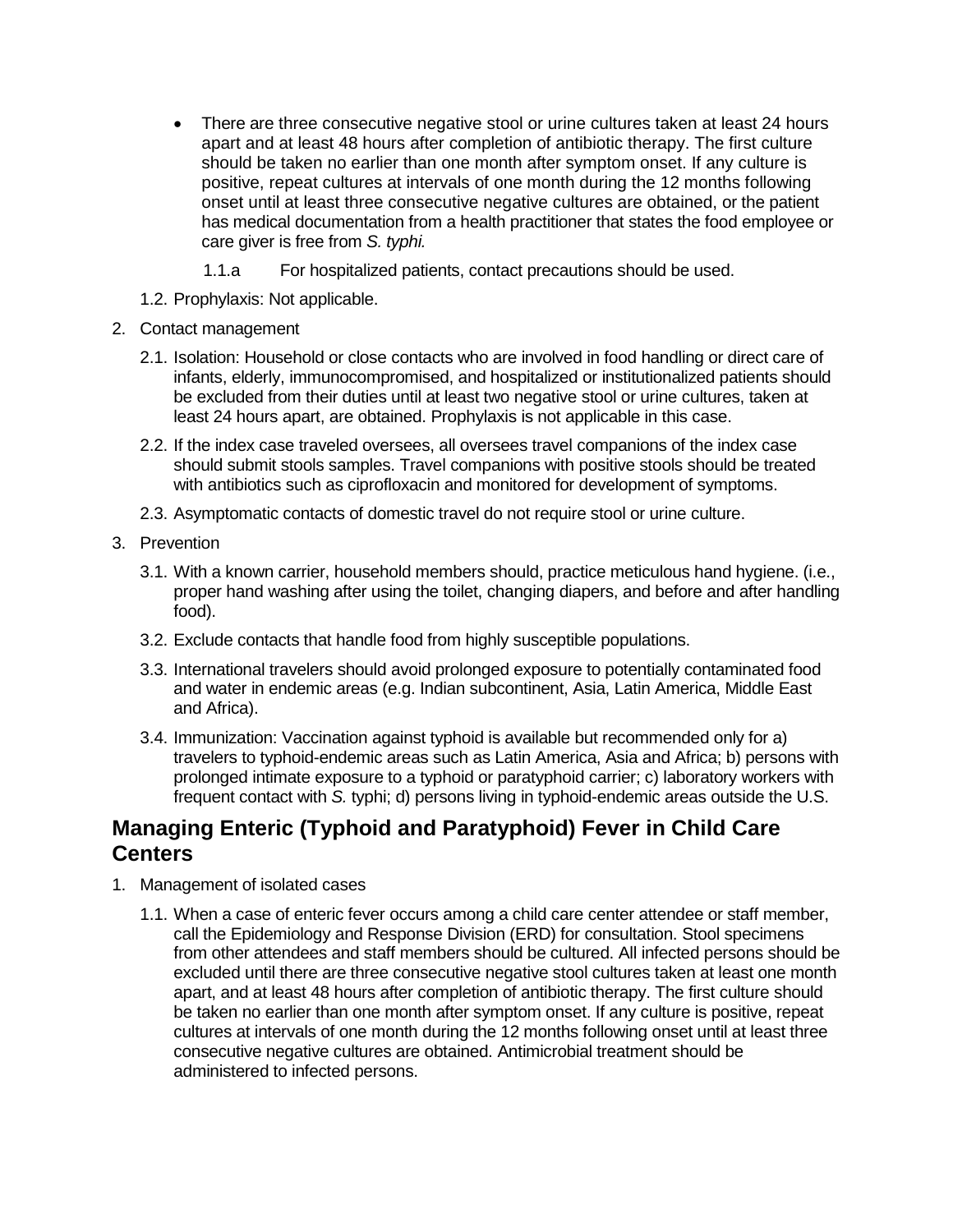- There are three consecutive negative stool or urine cultures taken at least 24 hours apart and at least 48 hours after completion of antibiotic therapy. The first culture should be taken no earlier than one month after symptom onset. If any culture is positive, repeat cultures at intervals of one month during the 12 months following onset until at least three consecutive negative cultures are obtained, or the patient has medical documentation from a health practitioner that states the food employee or care giver is free from *S. typhi.*

  1.1.a For hospitalized patients, contact precautions should be used.

1.2. Prophylaxis: Not applicable.

2. Contact management

   2.1. Isolation: Household or close contacts who are involved in food handling or direct care of infants, elderly, immunocompromised, and hospitalized or institutionalized patients should be excluded from their duties until at least two negative stool or urine cultures, taken at least 24 hours apart, are obtained. Prophylaxis is not applicable in this case.

   2.2. If the index case traveled oversees, all oversees travel companions of the index case should submit stools samples. Travel companions with positive stools should be treated with antibiotics such as ciprofloxacin and monitored for development of symptoms.

   2.3. Asymptomatic contacts of domestic travel do not require stool or urine culture.

3. Prevention

   3.1. With a known carrier, household members should, practice meticulous hand hygiene. (i.e., proper hand washing after using the toilet, changing diapers, and before and after handling food).

   3.2. Exclude contacts that handle food from highly susceptible populations.

   3.3. International travelers should avoid prolonged exposure to potentially contaminated food and water in endemic areas (e.g. Indian subcontinent, Asia, Latin America, Middle East and Africa).

   3.4. Immunization: Vaccination against typhoid is available but recommended only for a) travelers to typhoid-endemic areas such as Latin America, Asia and Africa; b) persons with prolonged intimate exposure to a typhoid or paratyphoid carrier; c) laboratory workers with frequent contact with *S.* typhi; d) persons living in typhoid-endemic areas outside the U.S.

## Managing Enteric (Typhoid and Paratyphoid) Fever in Child Care Centers

1. Management of isolated cases

   1.1. When a case of enteric fever occurs among a child care center attendee or staff member, call the Epidemiology and Response Division (ERD) for consultation. Stool specimens from other attendees and staff members should be cultured. All infected persons should be excluded until there are three consecutive negative stool cultures taken at least one month apart, and at least 48 hours after completion of antibiotic therapy. The first culture should be taken no earlier than one month after symptom onset. If any culture is positive, repeat cultures at intervals of one month during the 12 months following onset until at least three consecutive negative cultures are obtained. Antimicrobial treatment should be administered to infected persons.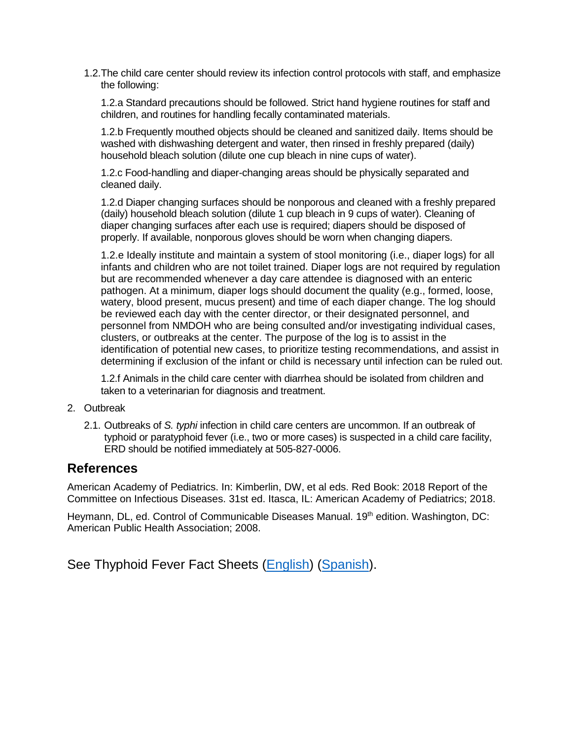1.2. The child care center should review its infection control protocols with staff, and emphasize the following:

1.2.a Standard precautions should be followed. Strict hand hygiene routines for staff and children, and routines for handling fecally contaminated materials.

1.2.b Frequently mouthed objects should be cleaned and sanitized daily. Items should be washed with dishwashing detergent and water, then rinsed in freshly prepared (daily) household bleach solution (dilute one cup bleach in nine cups of water).

1.2.c Food-handling and diaper-changing areas should be physically separated and cleaned daily.

1.2.d Diaper changing surfaces should be nonporous and cleaned with a freshly prepared (daily) household bleach solution (dilute 1 cup bleach in 9 cups of water). Cleaning of diaper changing surfaces after each use is required; diapers should be disposed of properly. If available, nonporous gloves should be worn when changing diapers.

1.2.e Ideally institute and maintain a system of stool monitoring (i.e., diaper logs) for all infants and children who are not toilet trained. Diaper logs are not required by regulation but are recommended whenever a day care attendee is diagnosed with an enteric pathogen. At a minimum, diaper logs should document the quality (e.g., formed, loose, watery, blood present, mucus present) and time of each diaper change. The log should be reviewed each day with the center director, or their designated personnel, and personnel from NMDOH who are being consulted and/or investigating individual cases, clusters, or outbreaks at the center. The purpose of the log is to assist in the identification of potential new cases, to prioritize testing recommendations, and assist in determining if exclusion of the infant or child is necessary until infection can be ruled out.

1.2.f Animals in the child care center with diarrhea should be isolated from children and taken to a veterinarian for diagnosis and treatment.

2. Outbreak

   2.1. Outbreaks of *S. typhi* infection in child care centers are uncommon. If an outbreak of typhoid or paratyphoid fever (i.e., two or more cases) is suspected in a child care facility, ERD should be notified immediately at 505-827-0006.

## References

American Academy of Pediatrics. In: Kimberlin, DW, et al eds. Red Book: 2018 Report of the Committee on Infectious Diseases. 31st ed. Itasca, IL: American Academy of Pediatrics; 2018.

Heymann, DL, ed. Control of Communicable Diseases Manual. 19th edition. Washington, DC: American Public Health Association; 2008.

See Thyphoid Fever Fact Sheets (English) (Spanish).